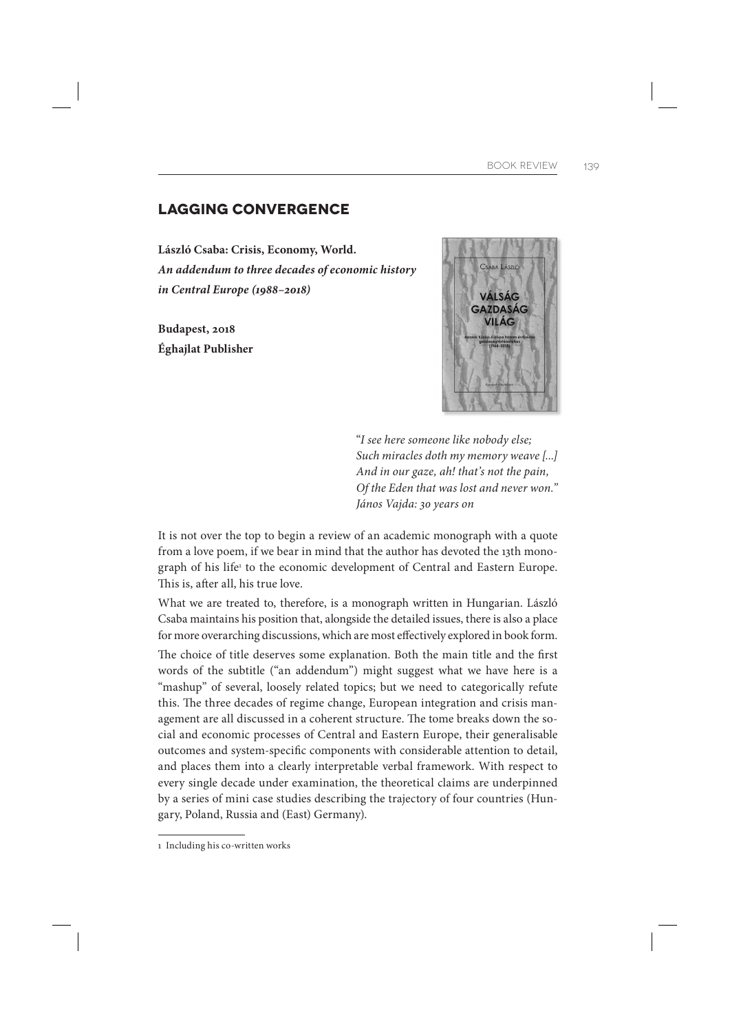## LAGGING CONVERGENCE

**László Csaba: Crisis, Economy, World.**
***An addendum to three decades of economic history in Central Europe (1988–2018)***

**Budapest, 2018**
**Éghajlat Publisher**

> "*I see here someone like nobody else;*
> *Such miracles doth my memory weave [...]*
> *And in our gaze, ah! that's not the pain,*
> *Of the Eden that was lost and never won.*"
> *János Vajda: 30 years on*

It is not over the top to begin a review of an academic monograph with a quote from a love poem, if we bear in mind that the author has devoted the 13th monograph of his life[1] to the economic development of Central and Eastern Europe. This is, after all, his true love.

What we are treated to, therefore, is a monograph written in Hungarian. László Csaba maintains his position that, alongside the detailed issues, there is also a place for more overarching discussions, which are most effectively explored in book form.

The choice of title deserves some explanation. Both the main title and the first words of the subtitle ("an addendum") might suggest what we have here is a "mashup" of several, loosely related topics; but we need to categorically refute this. The three decades of regime change, European integration and crisis management are all discussed in a coherent structure. The tome breaks down the social and economic processes of Central and Eastern Europe, their generalisable outcomes and system-specific components with considerable attention to detail, and places them into a clearly interpretable verbal framework. With respect to every single decade under examination, the theoretical claims are underpinned by a series of mini case studies describing the trajectory of four countries (Hungary, Poland, Russia and (East) Germany).

---

[1] Including his co-written works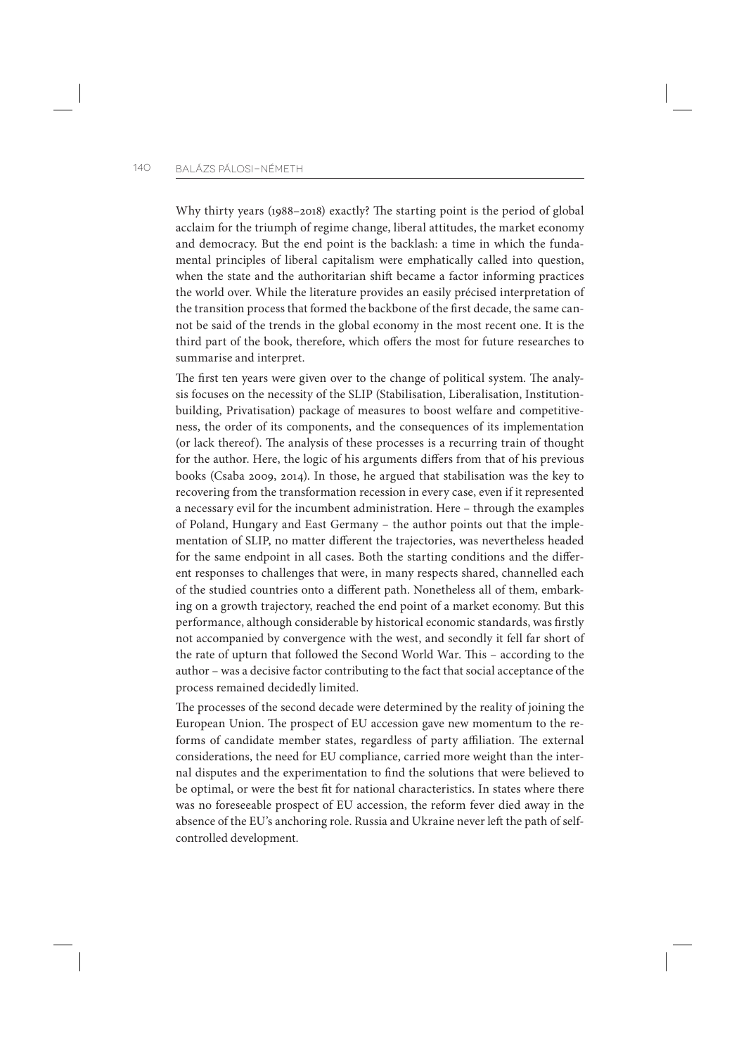Why thirty years (1988–2018) exactly? The starting point is the period of global acclaim for the triumph of regime change, liberal attitudes, the market economy and democracy. But the end point is the backlash: a time in which the fundamental principles of liberal capitalism were emphatically called into question, when the state and the authoritarian shift became a factor informing practices the world over. While the literature provides an easily précised interpretation of the transition process that formed the backbone of the first decade, the same cannot be said of the trends in the global economy in the most recent one. It is the third part of the book, therefore, which offers the most for future researches to summarise and interpret.

The first ten years were given over to the change of political system. The analysis focuses on the necessity of the SLIP (Stabilisation, Liberalisation, Institution-building, Privatisation) package of measures to boost welfare and competitiveness, the order of its components, and the consequences of its implementation (or lack thereof). The analysis of these processes is a recurring train of thought for the author. Here, the logic of his arguments differs from that of his previous books (Csaba 2009, 2014). In those, he argued that stabilisation was the key to recovering from the transformation recession in every case, even if it represented a necessary evil for the incumbent administration. Here – through the examples of Poland, Hungary and East Germany – the author points out that the implementation of SLIP, no matter different the trajectories, was nevertheless headed for the same endpoint in all cases. Both the starting conditions and the different responses to challenges that were, in many respects shared, channelled each of the studied countries onto a different path. Nonetheless all of them, embarking on a growth trajectory, reached the end point of a market economy. But this performance, although considerable by historical economic standards, was firstly not accompanied by convergence with the west, and secondly it fell far short of the rate of upturn that followed the Second World War. This – according to the author – was a decisive factor contributing to the fact that social acceptance of the process remained decidedly limited.

The processes of the second decade were determined by the reality of joining the European Union. The prospect of EU accession gave new momentum to the reforms of candidate member states, regardless of party affiliation. The external considerations, the need for EU compliance, carried more weight than the internal disputes and the experimentation to find the solutions that were believed to be optimal, or were the best fit for national characteristics. In states where there was no foreseeable prospect of EU accession, the reform fever died away in the absence of the EU's anchoring role. Russia and Ukraine never left the path of self-controlled development.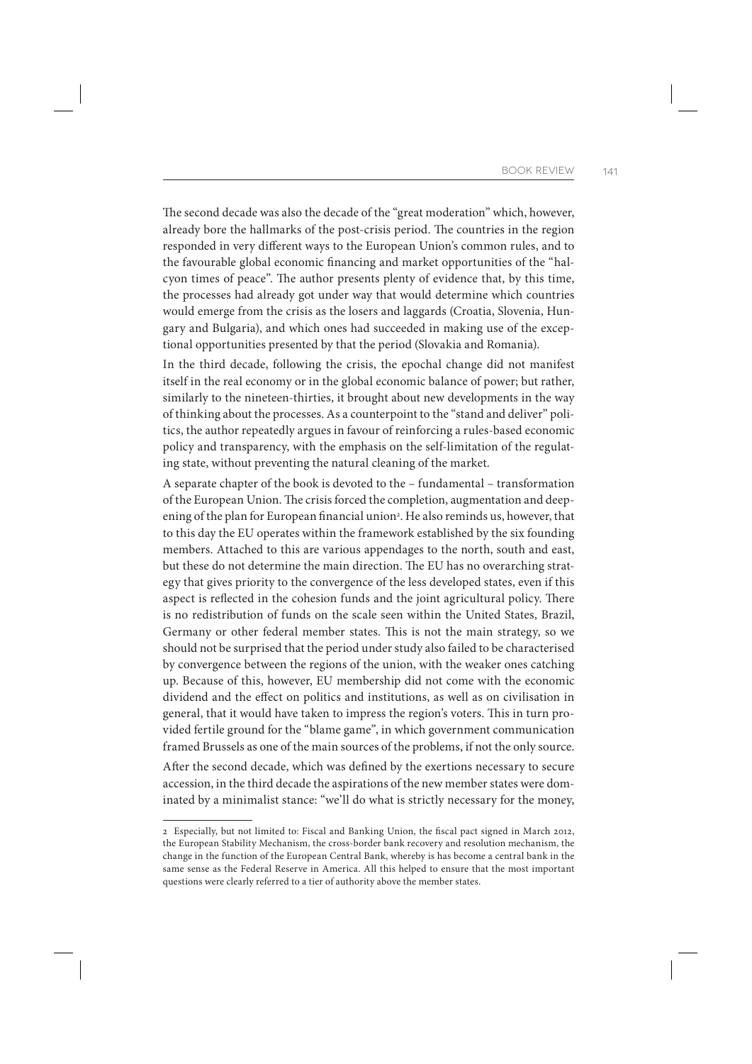The second decade was also the decade of the "great moderation" which, however, already bore the hallmarks of the post-crisis period. The countries in the region responded in very different ways to the European Union's common rules, and to the favourable global economic financing and market opportunities of the "halcyon times of peace". The author presents plenty of evidence that, by this time, the processes had already got under way that would determine which countries would emerge from the crisis as the losers and laggards (Croatia, Slovenia, Hungary and Bulgaria), and which ones had succeeded in making use of the exceptional opportunities presented by that the period (Slovakia and Romania).

In the third decade, following the crisis, the epochal change did not manifest itself in the real economy or in the global economic balance of power; but rather, similarly to the nineteen-thirties, it brought about new developments in the way of thinking about the processes. As a counterpoint to the "stand and deliver" politics, the author repeatedly argues in favour of reinforcing a rules-based economic policy and transparency, with the emphasis on the self-limitation of the regulating state, without preventing the natural cleaning of the market.

A separate chapter of the book is devoted to the – fundamental – transformation of the European Union. The crisis forced the completion, augmentation and deepening of the plan for European financial union[2]. He also reminds us, however, that to this day the EU operates within the framework established by the six founding members. Attached to this are various appendages to the north, south and east, but these do not determine the main direction. The EU has no overarching strategy that gives priority to the convergence of the less developed states, even if this aspect is reflected in the cohesion funds and the joint agricultural policy. There is no redistribution of funds on the scale seen within the United States, Brazil, Germany or other federal member states. This is not the main strategy, so we should not be surprised that the period under study also failed to be characterised by convergence between the regions of the union, with the weaker ones catching up. Because of this, however, EU membership did not come with the economic dividend and the effect on politics and institutions, as well as on civilisation in general, that it would have taken to impress the region's voters. This in turn provided fertile ground for the "blame game", in which government communication framed Brussels as one of the main sources of the problems, if not the only source.

After the second decade, which was defined by the exertions necessary to secure accession, in the third decade the aspirations of the new member states were dominated by a minimalist stance: "we'll do what is strictly necessary for the money,

---

[2] Especially, but not limited to: Fiscal and Banking Union, the fiscal pact signed in March 2012, the European Stability Mechanism, the cross-border bank recovery and resolution mechanism, the change in the function of the European Central Bank, whereby is has become a central bank in the same sense as the Federal Reserve in America. All this helped to ensure that the most important questions were clearly referred to a tier of authority above the member states.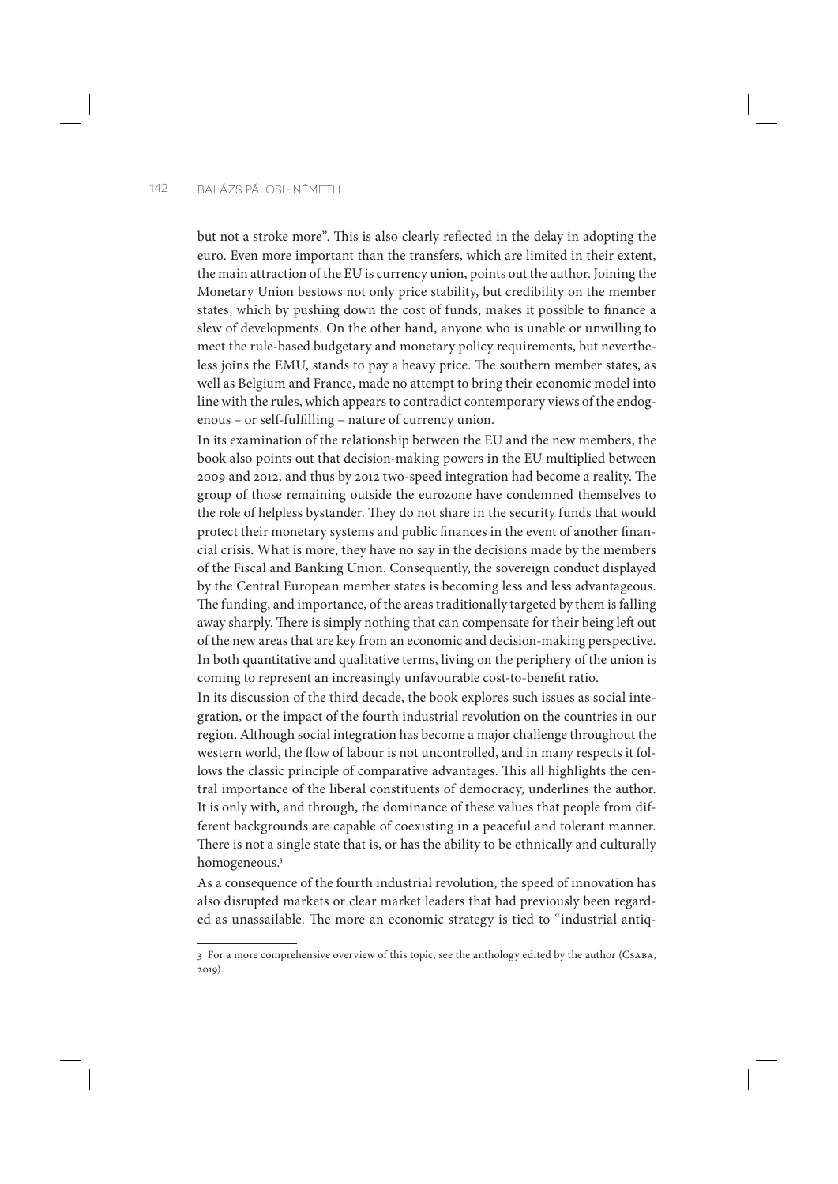but not a stroke more". This is also clearly reflected in the delay in adopting the euro. Even more important than the transfers, which are limited in their extent, the main attraction of the EU is currency union, points out the author. Joining the Monetary Union bestows not only price stability, but credibility on the member states, which by pushing down the cost of funds, makes it possible to finance a slew of developments. On the other hand, anyone who is unable or unwilling to meet the rule-based budgetary and monetary policy requirements, but nevertheless joins the EMU, stands to pay a heavy price. The southern member states, as well as Belgium and France, made no attempt to bring their economic model into line with the rules, which appears to contradict contemporary views of the endogenous – or self-fulfilling – nature of currency union.

In its examination of the relationship between the EU and the new members, the book also points out that decision-making powers in the EU multiplied between 2009 and 2012, and thus by 2012 two-speed integration had become a reality. The group of those remaining outside the eurozone have condemned themselves to the role of helpless bystander. They do not share in the security funds that would protect their monetary systems and public finances in the event of another financial crisis. What is more, they have no say in the decisions made by the members of the Fiscal and Banking Union. Consequently, the sovereign conduct displayed by the Central European member states is becoming less and less advantageous. The funding, and importance, of the areas traditionally targeted by them is falling away sharply. There is simply nothing that can compensate for their being left out of the new areas that are key from an economic and decision-making perspective. In both quantitative and qualitative terms, living on the periphery of the union is coming to represent an increasingly unfavourable cost-to-benefit ratio.

In its discussion of the third decade, the book explores such issues as social integration, or the impact of the fourth industrial revolution on the countries in our region. Although social integration has become a major challenge throughout the western world, the flow of labour is not uncontrolled, and in many respects it follows the classic principle of comparative advantages. This all highlights the central importance of the liberal constituents of democracy, underlines the author. It is only with, and through, the dominance of these values that people from different backgrounds are capable of coexisting in a peaceful and tolerant manner. There is not a single state that is, or has the ability to be ethnically and culturally homogeneous.[3]

As a consequence of the fourth industrial revolution, the speed of innovation has also disrupted markets or clear market leaders that had previously been regarded as unassailable. The more an economic strategy is tied to "industrial antiq-

---

3 For a more comprehensive overview of this topic, see the anthology edited by the author (Csaba, 2019).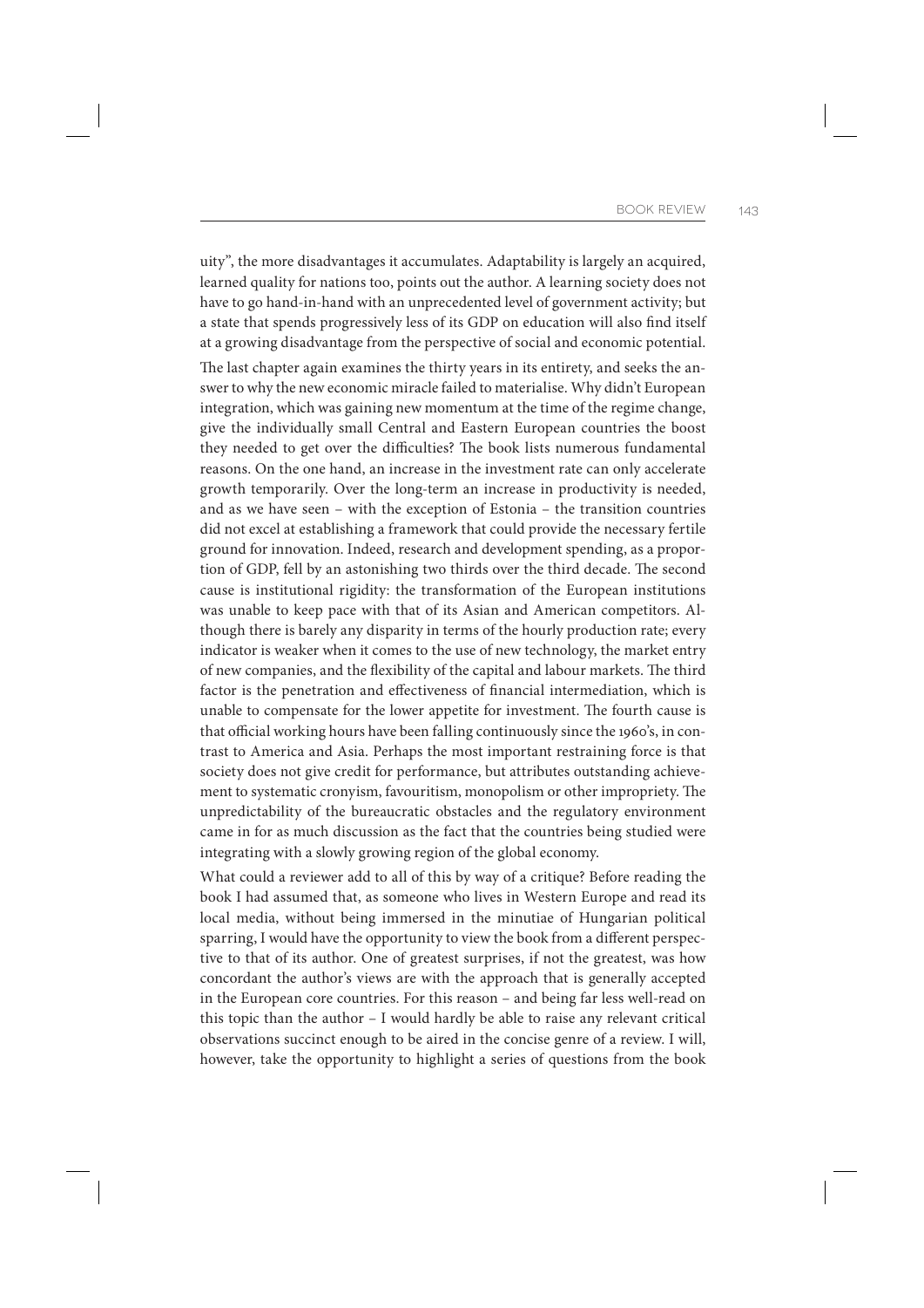uity", the more disadvantages it accumulates. Adaptability is largely an acquired, learned quality for nations too, points out the author. A learning society does not have to go hand-in-hand with an unprecedented level of government activity; but a state that spends progressively less of its GDP on education will also find itself at a growing disadvantage from the perspective of social and economic potential.

The last chapter again examines the thirty years in its entirety, and seeks the answer to why the new economic miracle failed to materialise. Why didn't European integration, which was gaining new momentum at the time of the regime change, give the individually small Central and Eastern European countries the boost they needed to get over the difficulties? The book lists numerous fundamental reasons. On the one hand, an increase in the investment rate can only accelerate growth temporarily. Over the long-term an increase in productivity is needed, and as we have seen – with the exception of Estonia – the transition countries did not excel at establishing a framework that could provide the necessary fertile ground for innovation. Indeed, research and development spending, as a proportion of GDP, fell by an astonishing two thirds over the third decade. The second cause is institutional rigidity: the transformation of the European institutions was unable to keep pace with that of its Asian and American competitors. Although there is barely any disparity in terms of the hourly production rate; every indicator is weaker when it comes to the use of new technology, the market entry of new companies, and the flexibility of the capital and labour markets. The third factor is the penetration and effectiveness of financial intermediation, which is unable to compensate for the lower appetite for investment. The fourth cause is that official working hours have been falling continuously since the 1960's, in contrast to America and Asia. Perhaps the most important restraining force is that society does not give credit for performance, but attributes outstanding achievement to systematic cronyism, favouritism, monopolism or other impropriety. The unpredictability of the bureaucratic obstacles and the regulatory environment came in for as much discussion as the fact that the countries being studied were integrating with a slowly growing region of the global economy.

What could a reviewer add to all of this by way of a critique? Before reading the book I had assumed that, as someone who lives in Western Europe and read its local media, without being immersed in the minutiae of Hungarian political sparring, I would have the opportunity to view the book from a different perspective to that of its author. One of greatest surprises, if not the greatest, was how concordant the author's views are with the approach that is generally accepted in the European core countries. For this reason – and being far less well-read on this topic than the author – I would hardly be able to raise any relevant critical observations succinct enough to be aired in the concise genre of a review. I will, however, take the opportunity to highlight a series of questions from the book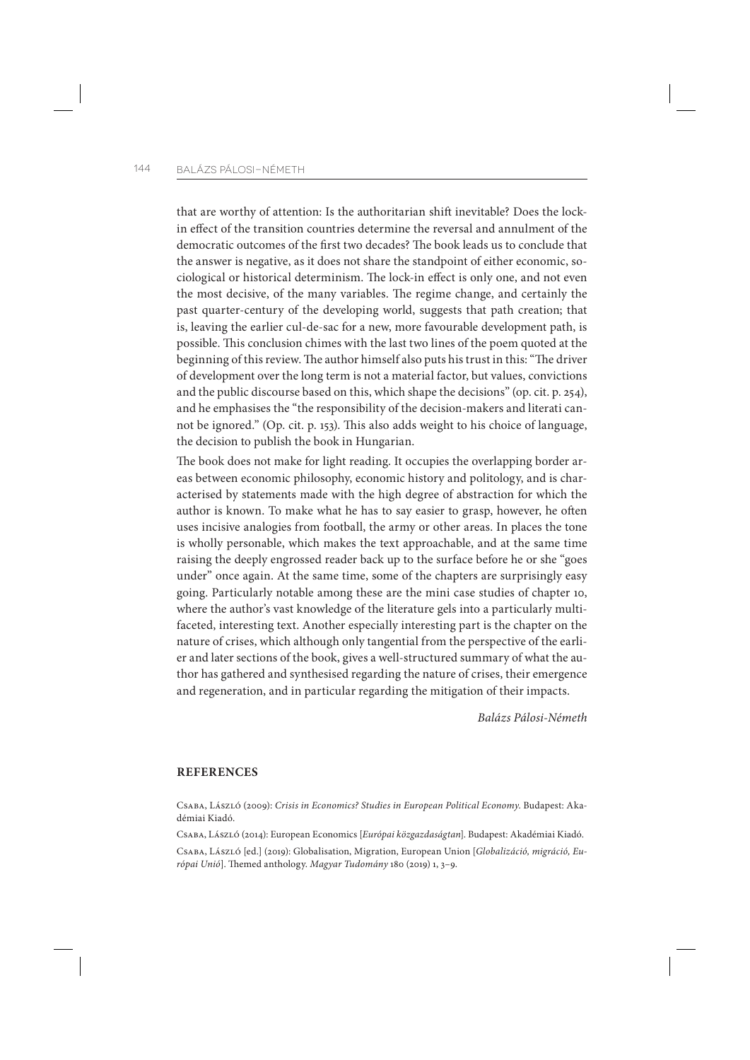that are worthy of attention: Is the authoritarian shift inevitable? Does the lock-in effect of the transition countries determine the reversal and annulment of the democratic outcomes of the first two decades? The book leads us to conclude that the answer is negative, as it does not share the standpoint of either economic, sociological or historical determinism. The lock-in effect is only one, and not even the most decisive, of the many variables. The regime change, and certainly the past quarter-century of the developing world, suggests that path creation; that is, leaving the earlier cul-de-sac for a new, more favourable development path, is possible. This conclusion chimes with the last two lines of the poem quoted at the beginning of this review. The author himself also puts his trust in this: "The driver of development over the long term is not a material factor, but values, convictions and the public discourse based on this, which shape the decisions" (op. cit. p. 254), and he emphasises the "the responsibility of the decision-makers and literati cannot be ignored." (Op. cit. p. 153). This also adds weight to his choice of language, the decision to publish the book in Hungarian.

The book does not make for light reading. It occupies the overlapping border areas between economic philosophy, economic history and politology, and is characterised by statements made with the high degree of abstraction for which the author is known. To make what he has to say easier to grasp, however, he often uses incisive analogies from football, the army or other areas. In places the tone is wholly personable, which makes the text approachable, and at the same time raising the deeply engrossed reader back up to the surface before he or she "goes under" once again. At the same time, some of the chapters are surprisingly easy going. Particularly notable among these are the mini case studies of chapter 10, where the author's vast knowledge of the literature gels into a particularly multifaceted, interesting text. Another especially interesting part is the chapter on the nature of crises, which although only tangential from the perspective of the earlier and later sections of the book, gives a well-structured summary of what the author has gathered and synthesised regarding the nature of crises, their emergence and regeneration, and in particular regarding the mitigation of their impacts.

*Balázs Pálosi-Németh*

## REFERENCES

Csaba, László (2009): *Crisis in Economics? Studies in European Political Economy.* Budapest: Akadémiai Kiadó.

Csaba, László (2014): European Economics [*Európai közgazdaságtan*]. Budapest: Akadémiai Kiadó.

Csaba, László [ed.] (2019): Globalisation, Migration, European Union [*Globalizáció, migráció, Európai Unió*]. Themed anthology. *Magyar Tudomány* 180 (2019) 1, 3–9.